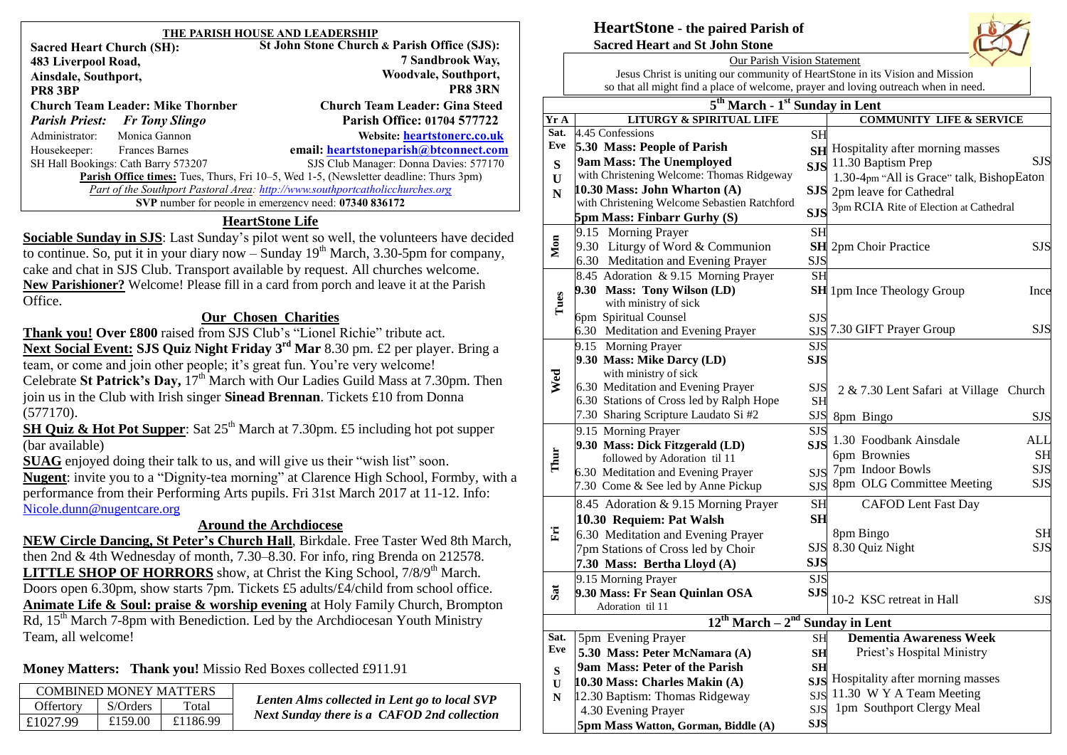## THE PARISH HOUSE AND LEADERSHIP

**Sacred Heart Church (SH):**
**483 Liverpool Road,**
**Ainsdale, Southport,**
**PR8 3BP**

**St John Stone Church & Parish Office (SJS):**
**7 Sandbrook Way,**
**Woodvale, Southport,**
**PR8 3RN**

**Church Team Leader: Mike Thornber**
**Church Team Leader: Gina Steed**

***Parish Priest: Fr Tony Slingo***
**Parish Office: 01704 577722**

Administrator: Monica Gannon
**Website: heartstonerc.co.uk**

Housekeeper: Frances Barnes
**email: heartstoneparish@btconnect.com**

SH Hall Bookings: Cath Barry 573207
SJS Club Manager: Donna Davies: 577170

**Parish Office times:** Tues, Thurs, Fri 10–5, Wed 1-5, (Newsletter deadline: Thurs 3pm)

*Part of the Southport Pastoral Area: http://www.southportcatholicchurches.org*

**SVP number for people in emergency need: 07340 836172**

## HeartStone Life

**Sociable Sunday in SJS**: Last Sunday's pilot went so well, the volunteers have decided to continue. So, put it in your diary now – Sunday 19th March, 3.30-5pm for company, cake and chat in SJS Club. Transport available by request. All churches welcome.

**New Parishioner?** Welcome! Please fill in a card from porch and leave it at the Parish Office.

### Our Chosen Charities

**Thank you! Over £800** raised from SJS Club's "Lionel Richie" tribute act.

**Next Social Event: SJS Quiz Night Friday 3rd Mar** 8.30 pm. £2 per player. Bring a team, or come and join other people; it's great fun. You're very welcome!

Celebrate **St Patrick's Day,** 17th March with Our Ladies Guild Mass at 7.30pm. Then join us in the Club with Irish singer **Sinead Brennan**. Tickets £10 from Donna (577170).

**SH Quiz & Hot Pot Supper**: Sat 25th March at 7.30pm. £5 including hot pot supper (bar available)

**SUAG** enjoyed doing their talk to us, and will give us their "wish list" soon.

**Nugent**: invite you to a "Dignity-tea morning" at Clarence High School, Formby, with a performance from their Performing Arts pupils. Fri 31st March 2017 at 11-12. Info: Nicole.dunn@nugentcare.org

### Around the Archdiocese

**NEW Circle Dancing, St Peter's Church Hall**, Birkdale. Free Taster Wed 8th March, then 2nd & 4th Wednesday of month, 7.30–8.30. For info, ring Brenda on 212578.

**LITTLE SHOP OF HORRORS** show, at Christ the King School, 7/8/9th March. Doors open 6.30pm, show starts 7pm. Tickets £5 adults/£4/child from school office.

**Animate Life & Soul: praise & worship evening** at Holy Family Church, Brompton Rd, 15th March 7-8pm with Benediction. Led by the Archdiocesan Youth Ministry Team, all welcome!

**Money Matters: Thank you!** Missio Red Boxes collected £911.91

| COMBINED MONEY MATTERS | | |
|---|---|---|
| Offertory | S/Orders | Total |
| £1027.99 | £159.00 | £1186.99 |

***Lenten Alms collected in Lent go to local SVP***
***Next Sunday there is a CAFOD 2nd collection***

# HeartStone - the paired Parish of
**Sacred Heart and St John Stone**

Our Parish Vision Statement

Jesus Christ is uniting our community of HeartStone in its Vision and Mission so that all might find a place of welcome, prayer and loving outreach when in need.

| Yr A | LITURGY & SPIRITUAL LIFE | | COMMUNITY LIFE & SERVICE | |
|---|---|---|---|---|
| | **5th March - 1st Sunday in Lent** | | | |
| Sat. Eve | 4.45 Confessions | SH | | |
| | **5.30 Mass: People of Parish** | SH | Hospitality after morning masses | |
| SUN | **9am Mass: The Unemployed** with Christening Welcome: Thomas Ridgeway | SJS | 11.30 Baptism Prep | SJS |
| | | | 1.30-4pm "All is Grace" talk, Bishop Eaton | |
| | **10.30 Mass: John Wharton (A)** with Christening Welcome Sebastien Ratchford | SJS | 2pm leave for Cathedral | |
| | **5pm Mass: Finbarr Gurhy (S)** | SJS | 3pm RCIA Rite of Election at Cathedral | |
| Mon | 9.15 Morning Prayer | SH | | |
| | 9.30 Liturgy of Word & Communion | SH | 2pm Choir Practice | SJS |
| | 6.30 Meditation and Evening Prayer | SJS | | |
| Tues | 8.45 Adoration & 9.15 Morning Prayer | SH | | |
| | **9.30 Mass: Tony Wilson (LD)** with ministry of sick | SH | 1pm Ince Theology Group | Ince |
| | 6pm Spiritual Counsel | SJS | | |
| | 6.30 Meditation and Evening Prayer | SJS | 7.30 GIFT Prayer Group | SJS |
| Wed | 9.15 Morning Prayer | SJS | | |
| | **9.30 Mass: Mike Darcy (LD)** with ministry of sick | SJS | | |
| | 6.30 Meditation and Evening Prayer | SJS | 2 & 7.30 Lent Safari at Village Church | |
| | 6.30 Stations of Cross led by Ralph Hope | SH | | |
| | 7.30 Sharing Scripture Laudato Si #2 | SJS | 8pm Bingo | SJS |
| Thur | 9.15 Morning Prayer | SJS | | |
| | **9.30 Mass: Dick Fitzgerald (LD)** followed by Adoration til 11 | SJS | 1.30 Foodbank Ainsdale | ALL |
| | | | 6pm Brownies | SH |
| | 6.30 Meditation and Evening Prayer | SJS | 7pm Indoor Bowls | SJS |
| | 7.30 Come & See led by Anne Pickup | SJS | 8pm OLG Committee Meeting | SJS |
| Fri | 8.45 Adoration & 9.15 Morning Prayer | SH | CAFOD Lent Fast Day | |
| | **10.30 Requiem: Pat Walsh** | SH | | |
| | 6.30 Meditation and Evening Prayer | | 8pm Bingo | SH |
| | 7pm Stations of Cross led by Choir | SJS | 8.30 Quiz Night | SJS |
| | **7.30 Mass: Bertha Lloyd (A)** | SJS | | |
| Sat | 9.15 Morning Prayer | SJS | | |
| | **9.30 Mass: Fr Sean Quinlan OSA** Adoration til 11 | SJS | 10-2 KSC retreat in Hall | SJS |
| | **12th March – 2nd Sunday in Lent** | | | |
| Sat. Eve | 5pm Evening Prayer | SH | **Dementia Awareness Week** | |
| | **5.30 Mass: Peter McNamara (A)** | SH | Priest's Hospital Ministry | |
| SUN | **9am Mass: Peter of the Parish** | SH | | |
| | **10.30 Mass: Charles Makin (A)** | SJS | Hospitality after morning masses | |
| | 12.30 Baptism: Thomas Ridgeway | SJS | 11.30 W Y A Team Meeting | |
| | 4.30 Evening Prayer | SJS | 1pm Southport Clergy Meal | |
| | **5pm Mass Watton, Gorman, Biddle (A)** | SJS | | |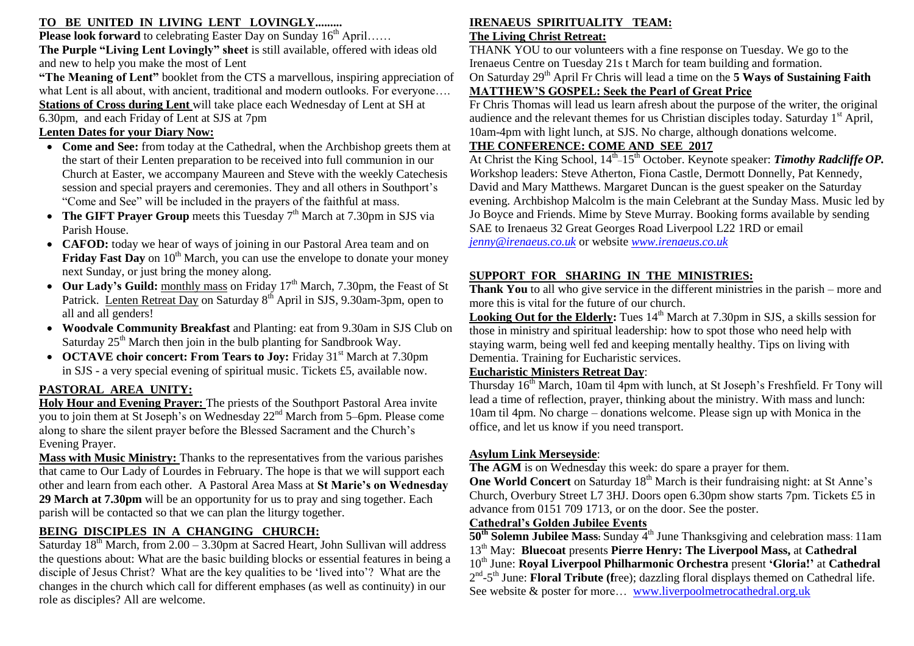## TO BE UNITED IN LIVING LENT LOVINGLY.........

**Please look forward** to celebrating Easter Day on Sunday 16th April……

**The Purple "Living Lent Lovingly" sheet** is still available, offered with ideas old and new to help you make the most of Lent

**"The Meaning of Lent"** booklet from the CTS a marvellous, inspiring appreciation of what Lent is all about, with ancient, traditional and modern outlooks. For everyone….

**Stations of Cross during Lent** will take place each Wednesday of Lent at SH at 6.30pm, and each Friday of Lent at SJS at 7pm

**Lenten Dates for your Diary Now:**

- **Come and See:** from today at the Cathedral, when the Archbishop greets them at the start of their Lenten preparation to be received into full communion in our Church at Easter, we accompany Maureen and Steve with the weekly Catechesis session and special prayers and ceremonies. They and all others in Southport's "Come and See" will be included in the prayers of the faithful at mass.
- **The GIFT Prayer Group** meets this Tuesday 7th March at 7.30pm in SJS via Parish House.
- **CAFOD:** today we hear of ways of joining in our Pastoral Area team and on **Friday Fast Day** on 10th March, you can use the envelope to donate your money next Sunday, or just bring the money along.
- **Our Lady's Guild:** monthly mass on Friday 17th March, 7.30pm, the Feast of St Patrick. Lenten Retreat Day on Saturday 8th April in SJS, 9.30am-3pm, open to all and all genders!
- **Woodvale Community Breakfast** and Planting: eat from 9.30am in SJS Club on Saturday 25th March then join in the bulb planting for Sandbrook Way.
- **OCTAVE choir concert: From Tears to Joy:** Friday 31st March at 7.30pm in SJS - a very special evening of spiritual music. Tickets £5, available now.

## PASTORAL AREA UNITY:

**Holy Hour and Evening Prayer:** The priests of the Southport Pastoral Area invite you to join them at St Joseph's on Wednesday 22nd March from 5–6pm. Please come along to share the silent prayer before the Blessed Sacrament and the Church's Evening Prayer.

**Mass with Music Ministry:** Thanks to the representatives from the various parishes that came to Our Lady of Lourdes in February. The hope is that we will support each other and learn from each other. A Pastoral Area Mass at **St Marie's on Wednesday 29 March at 7.30pm** will be an opportunity for us to pray and sing together. Each parish will be contacted so that we can plan the liturgy together.

## BEING DISCIPLES IN A CHANGING CHURCH:

Saturday 18th March, from 2.00 – 3.30pm at Sacred Heart, John Sullivan will address the questions about: What are the basic building blocks or essential features in being a disciple of Jesus Christ? What are the key qualities to be 'lived into'? What are the changes in the church which call for different emphases (as well as continuity) in our role as disciples? All are welcome.

## IRENAEUS SPIRITUALITY TEAM:

**The Living Christ Retreat:**

THANK YOU to our volunteers with a fine response on Tuesday. We go to the Irenaeus Centre on Tuesday 21s t March for team building and formation.

On Saturday 29th April Fr Chris will lead a time on the **5 Ways of Sustaining Faith**

**MATTHEW'S GOSPEL: Seek the Pearl of Great Price**

Fr Chris Thomas will lead us learn afresh about the purpose of the writer, the original audience and the relevant themes for us Christian disciples today. Saturday 1st April, 10am-4pm with light lunch, at SJS. No charge, although donations welcome.

**THE CONFERENCE: COME AND SEE 2017**

At Christ the King School, 14th–15th October. Keynote speaker: ***Timothy Radcliffe OP.*** *W*orkshop leaders: Steve Atherton, Fiona Castle, Dermott Donnelly, Pat Kennedy, David and Mary Matthews. Margaret Duncan is the guest speaker on the Saturday evening. Archbishop Malcolm is the main Celebrant at the Sunday Mass. Music led by Jo Boyce and Friends. Mime by Steve Murray. Booking forms available by sending SAE to Irenaeus 32 Great Georges Road Liverpool L22 1RD or email *jenny@irenaeus.co.uk* or website *www.irenaeus.co.uk*

## SUPPORT FOR SHARING IN THE MINISTRIES:

**Thank You** to all who give service in the different ministries in the parish – more and more this is vital for the future of our church.

**Looking Out for the Elderly:** Tues 14th March at 7.30pm in SJS, a skills session for those in ministry and spiritual leadership: how to spot those who need help with staying warm, being well fed and keeping mentally healthy. Tips on living with Dementia. Training for Eucharistic services.

**Eucharistic Ministers Retreat Day**:

Thursday 16th March, 10am til 4pm with lunch, at St Joseph's Freshfield. Fr Tony will lead a time of reflection, prayer, thinking about the ministry. With mass and lunch: 10am til 4pm. No charge – donations welcome. Please sign up with Monica in the office, and let us know if you need transport.

**Asylum Link Merseyside**:

**The AGM** is on Wednesday this week: do spare a prayer for them.

**One World Concert** on Saturday 18th March is their fundraising night: at St Anne's Church, Overbury Street L7 3HJ. Doors open 6.30pm show starts 7pm. Tickets £5 in advance from 0151 709 1713, or on the door. See the poster.

**Cathedral's Golden Jubilee Events**

**50th Solemn Jubilee Mass**: Sunday 4th June Thanksgiving and celebration mass: 11am

13th May: **Bluecoat** presents **Pierre Henry: The Liverpool Mass,** at **Cathedral**

10th June: **Royal Liverpool Philharmonic Orchestra** present **'Gloria!'** at **Cathedral**

2nd-5th June: **Floral Tribute (f**ree); dazzling floral displays themed on Cathedral life. See website & poster for more… www.liverpoolmetrocathedral.org.uk